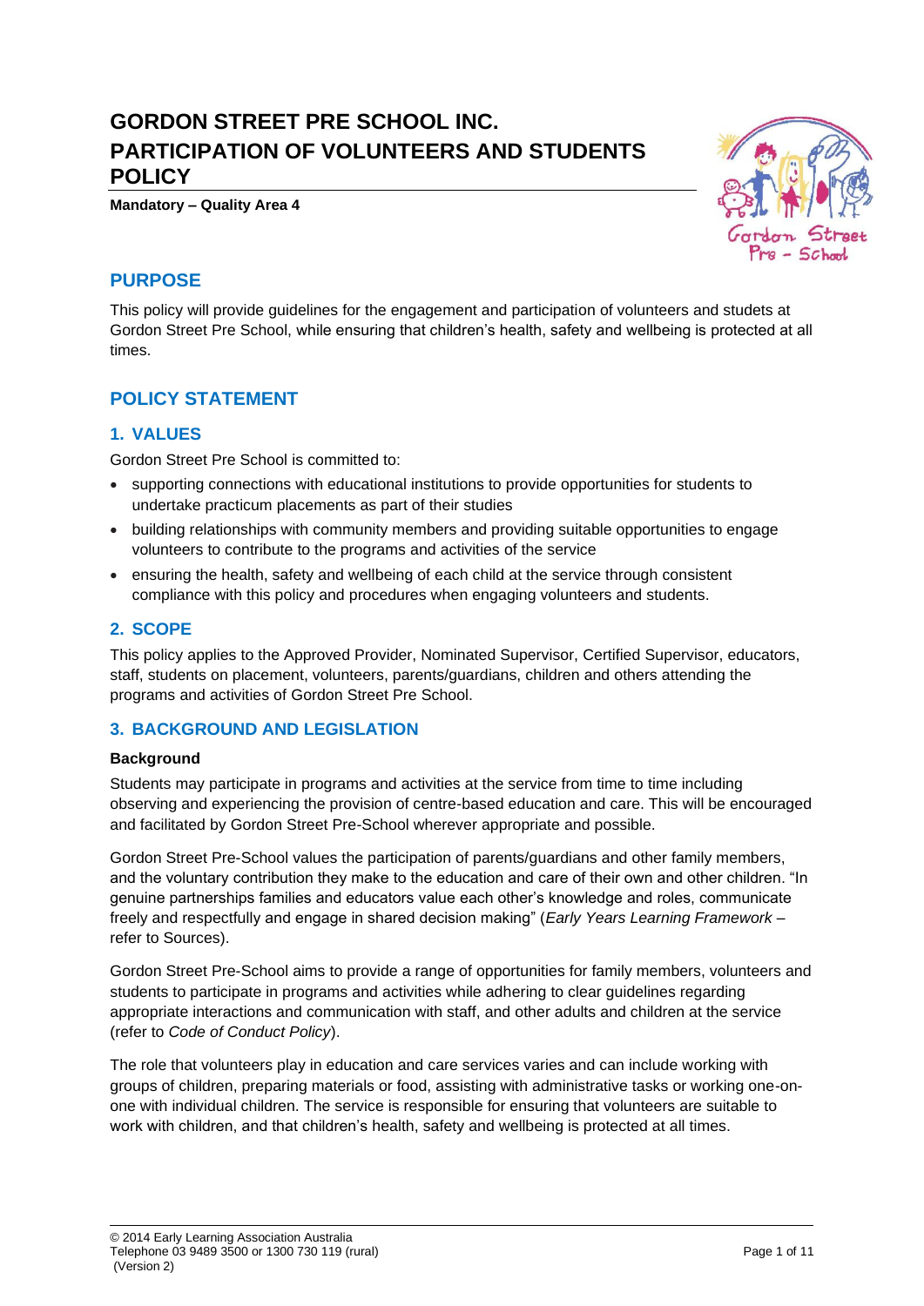# GORDON STREET PRE SCHOOL INC. PARTICIPATION OF VOLUNTEERS AND STUDENTS POLICY

**Mandatory – Quality Area 4**

## PURPOSE

This policy will provide guidelines for the engagement and participation of volunteers and studets at Gordon Street Pre School, while ensuring that children's health, safety and wellbeing is protected at all times.

## POLICY STATEMENT

### 1. VALUES

Gordon Street Pre School is committed to:

- supporting connections with educational institutions to provide opportunities for students to undertake practicum placements as part of their studies
- building relationships with community members and providing suitable opportunities to engage volunteers to contribute to the programs and activities of the service
- ensuring the health, safety and wellbeing of each child at the service through consistent compliance with this policy and procedures when engaging volunteers and students.

### 2. SCOPE

This policy applies to the Approved Provider, Nominated Supervisor, Certified Supervisor, educators, staff, students on placement, volunteers, parents/guardians, children and others attending the programs and activities of Gordon Street Pre School.

### 3. BACKGROUND AND LEGISLATION

**Background**

Students may participate in programs and activities at the service from time to time including observing and experiencing the provision of centre-based education and care. This will be encouraged and facilitated by Gordon Street Pre-School wherever appropriate and possible.

Gordon Street Pre-School values the participation of parents/guardians and other family members, and the voluntary contribution they make to the education and care of their own and other children. "In genuine partnerships families and educators value each other's knowledge and roles, communicate freely and respectfully and engage in shared decision making" (*Early Years Learning Framework* – refer to Sources).

Gordon Street Pre-School aims to provide a range of opportunities for family members, volunteers and students to participate in programs and activities while adhering to clear guidelines regarding appropriate interactions and communication with staff, and other adults and children at the service (refer to *Code of Conduct Policy*).

The role that volunteers play in education and care services varies and can include working with groups of children, preparing materials or food, assisting with administrative tasks or working one-on-one with individual children. The service is responsible for ensuring that volunteers are suitable to work with children, and that children's health, safety and wellbeing is protected at all times.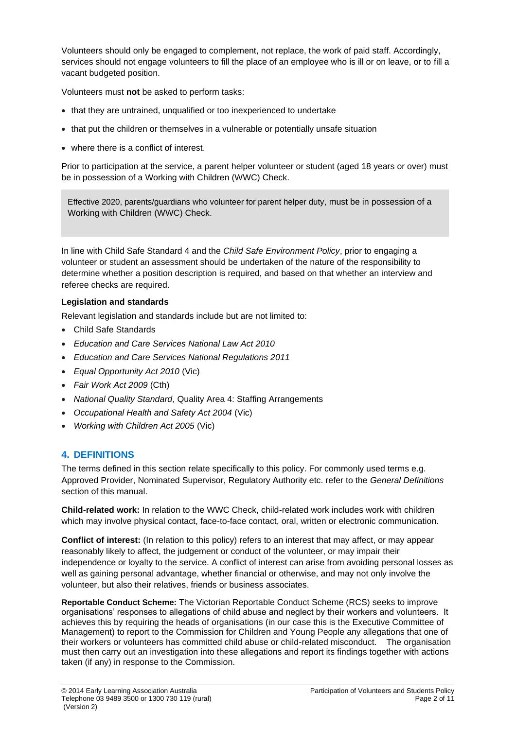Volunteers should only be engaged to complement, not replace, the work of paid staff. Accordingly, services should not engage volunteers to fill the place of an employee who is ill or on leave, or to fill a vacant budgeted position.

Volunteers must **not** be asked to perform tasks:

- that they are untrained, unqualified or too inexperienced to undertake
- that put the children or themselves in a vulnerable or potentially unsafe situation
- where there is a conflict of interest.

Prior to participation at the service, a parent helper volunteer or student (aged 18 years or over) must be in possession of a Working with Children (WWC) Check.

> Effective 2020, parents/guardians who volunteer for parent helper duty, must be in possession of a Working with Children (WWC) Check.

In line with Child Safe Standard 4 and the *Child Safe Environment Policy*, prior to engaging a volunteer or student an assessment should be undertaken of the nature of the responsibility to determine whether a position description is required, and based on that whether an interview and referee checks are required.

**Legislation and standards**

Relevant legislation and standards include but are not limited to:

- Child Safe Standards
- *Education and Care Services National Law Act 2010*
- *Education and Care Services National Regulations 2011*
- *Equal Opportunity Act 2010* (Vic)
- *Fair Work Act 2009* (Cth)
- *National Quality Standard*, Quality Area 4: Staffing Arrangements
- *Occupational Health and Safety Act 2004* (Vic)
- *Working with Children Act 2005* (Vic)

## 4. DEFINITIONS

The terms defined in this section relate specifically to this policy. For commonly used terms e.g. Approved Provider, Nominated Supervisor, Regulatory Authority etc. refer to the *General Definitions* section of this manual.

**Child-related work:** In relation to the WWC Check, child-related work includes work with children which may involve physical contact, face-to-face contact, oral, written or electronic communication.

**Conflict of interest:** (In relation to this policy) refers to an interest that may affect, or may appear reasonably likely to affect, the judgement or conduct of the volunteer, or may impair their independence or loyalty to the service. A conflict of interest can arise from avoiding personal losses as well as gaining personal advantage, whether financial or otherwise, and may not only involve the volunteer, but also their relatives, friends or business associates.

**Reportable Conduct Scheme:** The Victorian Reportable Conduct Scheme (RCS) seeks to improve organisations' responses to allegations of child abuse and neglect by their workers and volunteers. It achieves this by requiring the heads of organisations (in our case this is the Executive Committee of Management) to report to the Commission for Children and Young People any allegations that one of their workers or volunteers has committed child abuse or child-related misconduct. The organisation must then carry out an investigation into these allegations and report its findings together with actions taken (if any) in response to the Commission.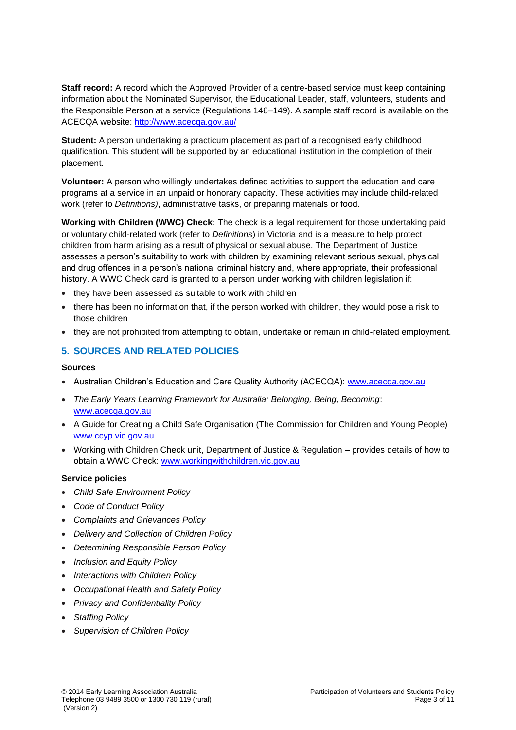**Staff record:** A record which the Approved Provider of a centre-based service must keep containing information about the Nominated Supervisor, the Educational Leader, staff, volunteers, students and the Responsible Person at a service (Regulations 146–149). A sample staff record is available on the ACECQA website: http://www.acecqa.gov.au/

**Student:** A person undertaking a practicum placement as part of a recognised early childhood qualification. This student will be supported by an educational institution in the completion of their placement.

**Volunteer:** A person who willingly undertakes defined activities to support the education and care programs at a service in an unpaid or honorary capacity. These activities may include child-related work (refer to *Definitions)*, administrative tasks, or preparing materials or food.

**Working with Children (WWC) Check:** The check is a legal requirement for those undertaking paid or voluntary child-related work (refer to *Definitions*) in Victoria and is a measure to help protect children from harm arising as a result of physical or sexual abuse. The Department of Justice assesses a person's suitability to work with children by examining relevant serious sexual, physical and drug offences in a person's national criminal history and, where appropriate, their professional history. A WWC Check card is granted to a person under working with children legislation if:

- they have been assessed as suitable to work with children
- there has been no information that, if the person worked with children, they would pose a risk to those children
- they are not prohibited from attempting to obtain, undertake or remain in child-related employment.

## 5. SOURCES AND RELATED POLICIES

### Sources

- Australian Children's Education and Care Quality Authority (ACECQA): www.acecqa.gov.au
- *The Early Years Learning Framework for Australia: Belonging, Being, Becoming*: www.acecqa.gov.au
- A Guide for Creating a Child Safe Organisation (The Commission for Children and Young People) www.ccyp.vic.gov.au
- Working with Children Check unit, Department of Justice & Regulation – provides details of how to obtain a WWC Check: www.workingwithchildren.vic.gov.au

### Service policies

- *Child Safe Environment Policy*
- *Code of Conduct Policy*
- *Complaints and Grievances Policy*
- *Delivery and Collection of Children Policy*
- *Determining Responsible Person Policy*
- *Inclusion and Equity Policy*
- *Interactions with Children Policy*
- *Occupational Health and Safety Policy*
- *Privacy and Confidentiality Policy*
- *Staffing Policy*
- *Supervision of Children Policy*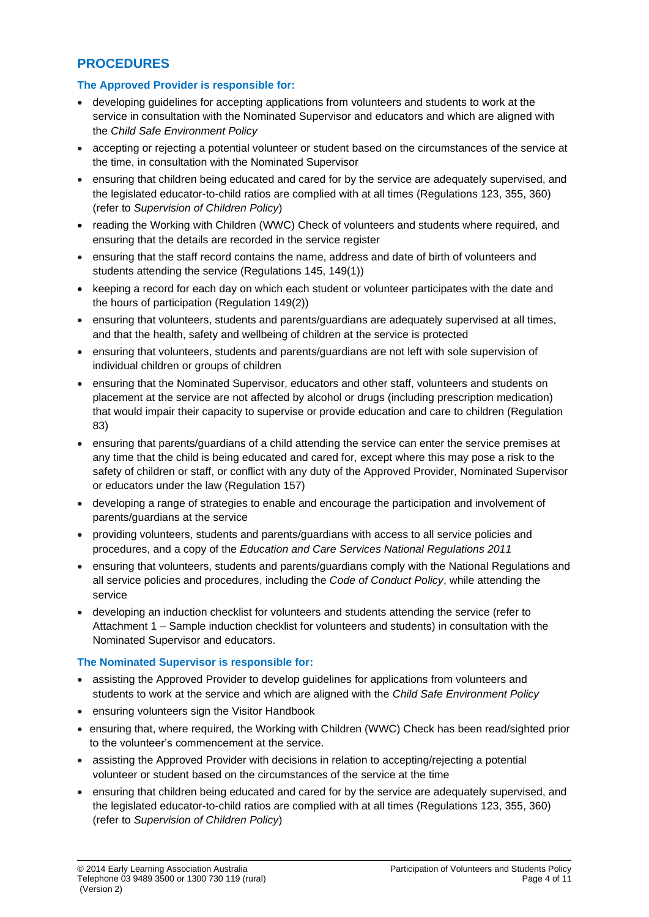## PROCEDURES

### The Approved Provider is responsible for:

- developing guidelines for accepting applications from volunteers and students to work at the service in consultation with the Nominated Supervisor and educators and which are aligned with the *Child Safe Environment Policy*
- accepting or rejecting a potential volunteer or student based on the circumstances of the service at the time, in consultation with the Nominated Supervisor
- ensuring that children being educated and cared for by the service are adequately supervised, and the legislated educator-to-child ratios are complied with at all times (Regulations 123, 355, 360) (refer to *Supervision of Children Policy*)
- reading the Working with Children (WWC) Check of volunteers and students where required, and ensuring that the details are recorded in the service register
- ensuring that the staff record contains the name, address and date of birth of volunteers and students attending the service (Regulations 145, 149(1))
- keeping a record for each day on which each student or volunteer participates with the date and the hours of participation (Regulation 149(2))
- ensuring that volunteers, students and parents/guardians are adequately supervised at all times, and that the health, safety and wellbeing of children at the service is protected
- ensuring that volunteers, students and parents/guardians are not left with sole supervision of individual children or groups of children
- ensuring that the Nominated Supervisor, educators and other staff, volunteers and students on placement at the service are not affected by alcohol or drugs (including prescription medication) that would impair their capacity to supervise or provide education and care to children (Regulation 83)
- ensuring that parents/guardians of a child attending the service can enter the service premises at any time that the child is being educated and cared for, except where this may pose a risk to the safety of children or staff, or conflict with any duty of the Approved Provider, Nominated Supervisor or educators under the law (Regulation 157)
- developing a range of strategies to enable and encourage the participation and involvement of parents/guardians at the service
- providing volunteers, students and parents/guardians with access to all service policies and procedures, and a copy of the *Education and Care Services National Regulations 2011*
- ensuring that volunteers, students and parents/guardians comply with the National Regulations and all service policies and procedures, including the *Code of Conduct Policy*, while attending the service
- developing an induction checklist for volunteers and students attending the service (refer to Attachment 1 – Sample induction checklist for volunteers and students) in consultation with the Nominated Supervisor and educators.

### The Nominated Supervisor is responsible for:

- assisting the Approved Provider to develop guidelines for applications from volunteers and students to work at the service and which are aligned with the *Child Safe Environment Policy*
- ensuring volunteers sign the Visitor Handbook
- ensuring that, where required, the Working with Children (WWC) Check has been read/sighted prior to the volunteer's commencement at the service.
- assisting the Approved Provider with decisions in relation to accepting/rejecting a potential volunteer or student based on the circumstances of the service at the time
- ensuring that children being educated and cared for by the service are adequately supervised, and the legislated educator-to-child ratios are complied with at all times (Regulations 123, 355, 360) (refer to *Supervision of Children Policy*)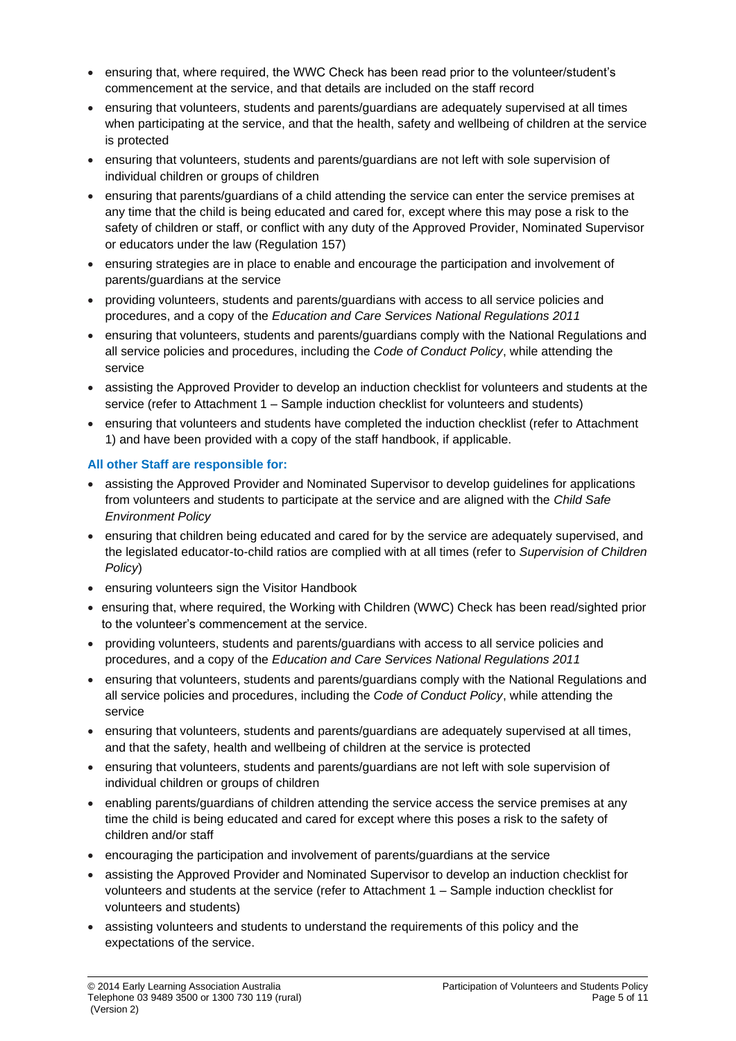- ensuring that, where required, the WWC Check has been read prior to the volunteer/student's commencement at the service, and that details are included on the staff record
- ensuring that volunteers, students and parents/guardians are adequately supervised at all times when participating at the service, and that the health, safety and wellbeing of children at the service is protected
- ensuring that volunteers, students and parents/guardians are not left with sole supervision of individual children or groups of children
- ensuring that parents/guardians of a child attending the service can enter the service premises at any time that the child is being educated and cared for, except where this may pose a risk to the safety of children or staff, or conflict with any duty of the Approved Provider, Nominated Supervisor or educators under the law (Regulation 157)
- ensuring strategies are in place to enable and encourage the participation and involvement of parents/guardians at the service
- providing volunteers, students and parents/guardians with access to all service policies and procedures, and a copy of the *Education and Care Services National Regulations 2011*
- ensuring that volunteers, students and parents/guardians comply with the National Regulations and all service policies and procedures, including the *Code of Conduct Policy*, while attending the service
- assisting the Approved Provider to develop an induction checklist for volunteers and students at the service (refer to Attachment 1 – Sample induction checklist for volunteers and students)
- ensuring that volunteers and students have completed the induction checklist (refer to Attachment 1) and have been provided with a copy of the staff handbook, if applicable.

**All other Staff are responsible for:**

- assisting the Approved Provider and Nominated Supervisor to develop guidelines for applications from volunteers and students to participate at the service and are aligned with the *Child Safe Environment Policy*
- ensuring that children being educated and cared for by the service are adequately supervised, and the legislated educator-to-child ratios are complied with at all times (refer to *Supervision of Children Policy*)
- ensuring volunteers sign the Visitor Handbook
- ensuring that, where required, the Working with Children (WWC) Check has been read/sighted prior to the volunteer's commencement at the service.
- providing volunteers, students and parents/guardians with access to all service policies and procedures, and a copy of the *Education and Care Services National Regulations 2011*
- ensuring that volunteers, students and parents/guardians comply with the National Regulations and all service policies and procedures, including the *Code of Conduct Policy*, while attending the service
- ensuring that volunteers, students and parents/guardians are adequately supervised at all times, and that the safety, health and wellbeing of children at the service is protected
- ensuring that volunteers, students and parents/guardians are not left with sole supervision of individual children or groups of children
- enabling parents/guardians of children attending the service access the service premises at any time the child is being educated and cared for except where this poses a risk to the safety of children and/or staff
- encouraging the participation and involvement of parents/guardians at the service
- assisting the Approved Provider and Nominated Supervisor to develop an induction checklist for volunteers and students at the service (refer to Attachment 1 – Sample induction checklist for volunteers and students)
- assisting volunteers and students to understand the requirements of this policy and the expectations of the service.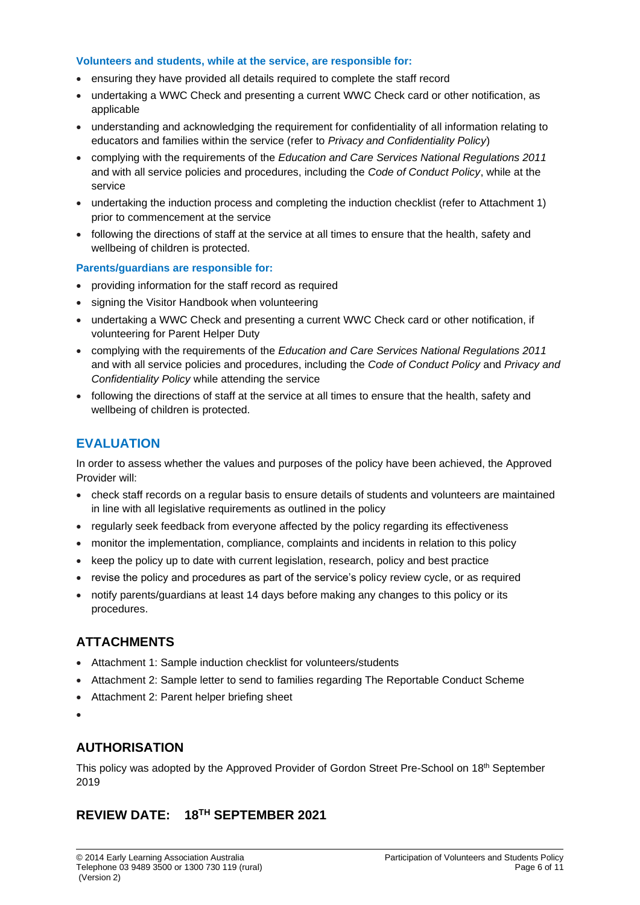**Volunteers and students, while at the service, are responsible for:**

- ensuring they have provided all details required to complete the staff record
- undertaking a WWC Check and presenting a current WWC Check card or other notification, as applicable
- understanding and acknowledging the requirement for confidentiality of all information relating to educators and families within the service (refer to *Privacy and Confidentiality Policy*)
- complying with the requirements of the *Education and Care Services National Regulations 2011* and with all service policies and procedures, including the *Code of Conduct Policy*, while at the service
- undertaking the induction process and completing the induction checklist (refer to Attachment 1) prior to commencement at the service
- following the directions of staff at the service at all times to ensure that the health, safety and wellbeing of children is protected.

**Parents/guardians are responsible for:**

- providing information for the staff record as required
- signing the Visitor Handbook when volunteering
- undertaking a WWC Check and presenting a current WWC Check card or other notification, if volunteering for Parent Helper Duty
- complying with the requirements of the *Education and Care Services National Regulations 2011* and with all service policies and procedures, including the *Code of Conduct Policy* and *Privacy and Confidentiality Policy* while attending the service
- following the directions of staff at the service at all times to ensure that the health, safety and wellbeing of children is protected.

## EVALUATION

In order to assess whether the values and purposes of the policy have been achieved, the Approved Provider will:

- check staff records on a regular basis to ensure details of students and volunteers are maintained in line with all legislative requirements as outlined in the policy
- regularly seek feedback from everyone affected by the policy regarding its effectiveness
- monitor the implementation, compliance, complaints and incidents in relation to this policy
- keep the policy up to date with current legislation, research, policy and best practice
- revise the policy and procedures as part of the service's policy review cycle, or as required
- notify parents/guardians at least 14 days before making any changes to this policy or its procedures.

## ATTACHMENTS

- Attachment 1: Sample induction checklist for volunteers/students
- Attachment 2: Sample letter to send to families regarding The Reportable Conduct Scheme
- Attachment 2: Parent helper briefing sheet

## AUTHORISATION

This policy was adopted by the Approved Provider of Gordon Street Pre-School on 18th September 2019

## REVIEW DATE: 18TH SEPTEMBER 2021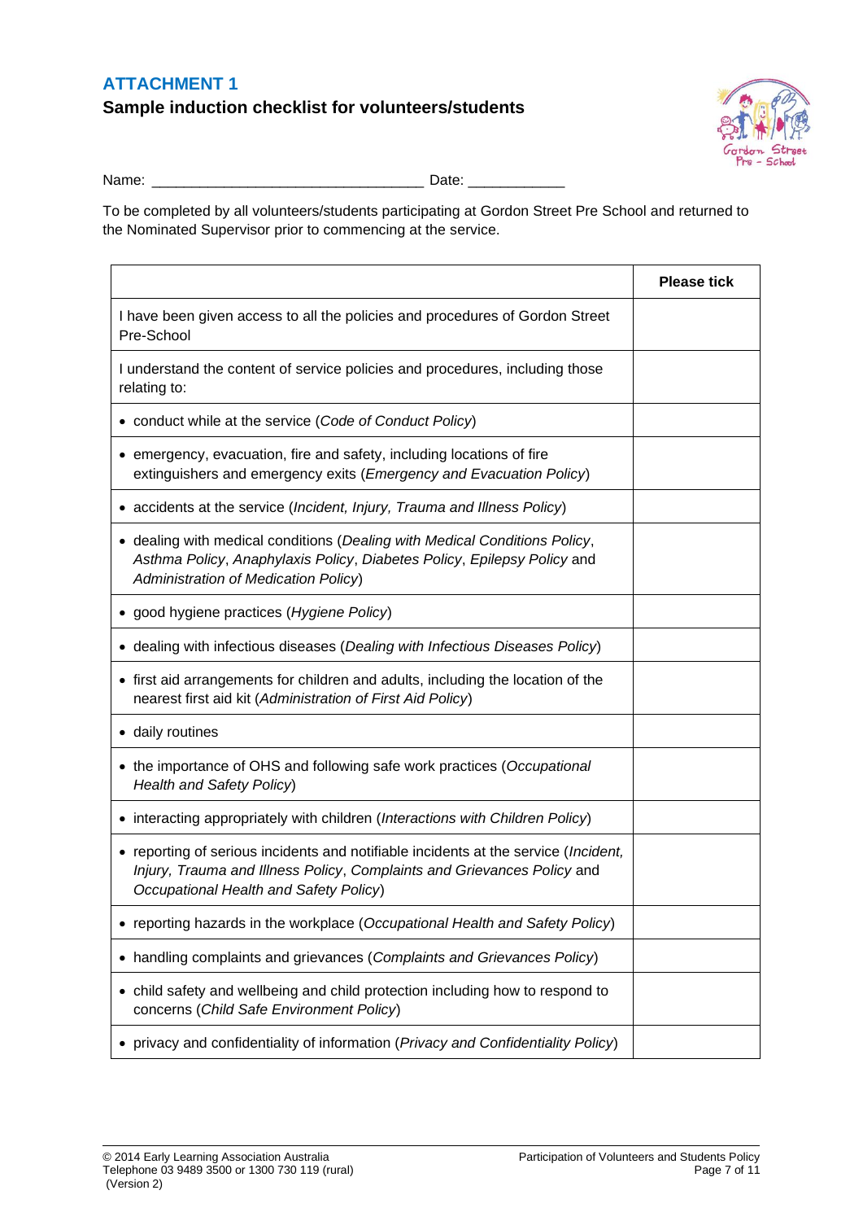## ATTACHMENT 1

### Sample induction checklist for volunteers/students

Name: _________________________________ Date: ____________

To be completed by all volunteers/students participating at Gordon Street Pre School and returned to the Nominated Supervisor prior to commencing at the service.

| | Please tick |
|---|---|
| I have been given access to all the policies and procedures of Gordon Street Pre-School | |
| I understand the content of service policies and procedures, including those relating to: | |
| • conduct while at the service (*Code of Conduct Policy*) | |
| • emergency, evacuation, fire and safety, including locations of fire extinguishers and emergency exits (*Emergency and Evacuation Policy*) | |
| • accidents at the service (*Incident, Injury, Trauma and Illness Policy*) | |
| • dealing with medical conditions (*Dealing with Medical Conditions Policy*, *Asthma Policy*, *Anaphylaxis Policy*, *Diabetes Policy*, *Epilepsy Policy* and *Administration of Medication Policy*) | |
| • good hygiene practices (*Hygiene Policy*) | |
| • dealing with infectious diseases (*Dealing with Infectious Diseases Policy*) | |
| • first aid arrangements for children and adults, including the location of the nearest first aid kit (*Administration of First Aid Policy*) | |
| • daily routines | |
| • the importance of OHS and following safe work practices (*Occupational Health and Safety Policy*) | |
| • interacting appropriately with children (*Interactions with Children Policy*) | |
| • reporting of serious incidents and notifiable incidents at the service (*Incident, Injury, Trauma and Illness Policy*, *Complaints and Grievances Policy* and *Occupational Health and Safety Policy*) | |
| • reporting hazards in the workplace (*Occupational Health and Safety Policy*) | |
| • handling complaints and grievances (*Complaints and Grievances Policy*) | |
| • child safety and wellbeing and child protection including how to respond to concerns (*Child Safe Environment Policy*) | |
| • privacy and confidentiality of information (*Privacy and Confidentiality Policy*) | |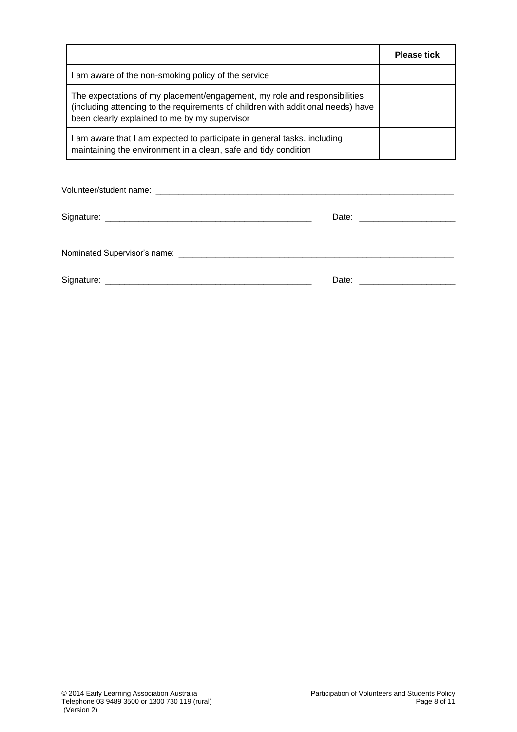| | **Please tick** |
|---|---|
| I am aware of the non-smoking policy of the service | |
| The expectations of my placement/engagement, my role and responsibilities (including attending to the requirements of children with additional needs) have been clearly explained to me by my supervisor | |
| I am aware that I am expected to participate in general tasks, including maintaining the environment in a clean, safe and tidy condition | |

Volunteer/student name: ___________________________________________________________________

Signature: ____________________________________________ Date: ____________________

Nominated Supervisor's name: ______________________________________________________________

Signature: ____________________________________________ Date: ____________________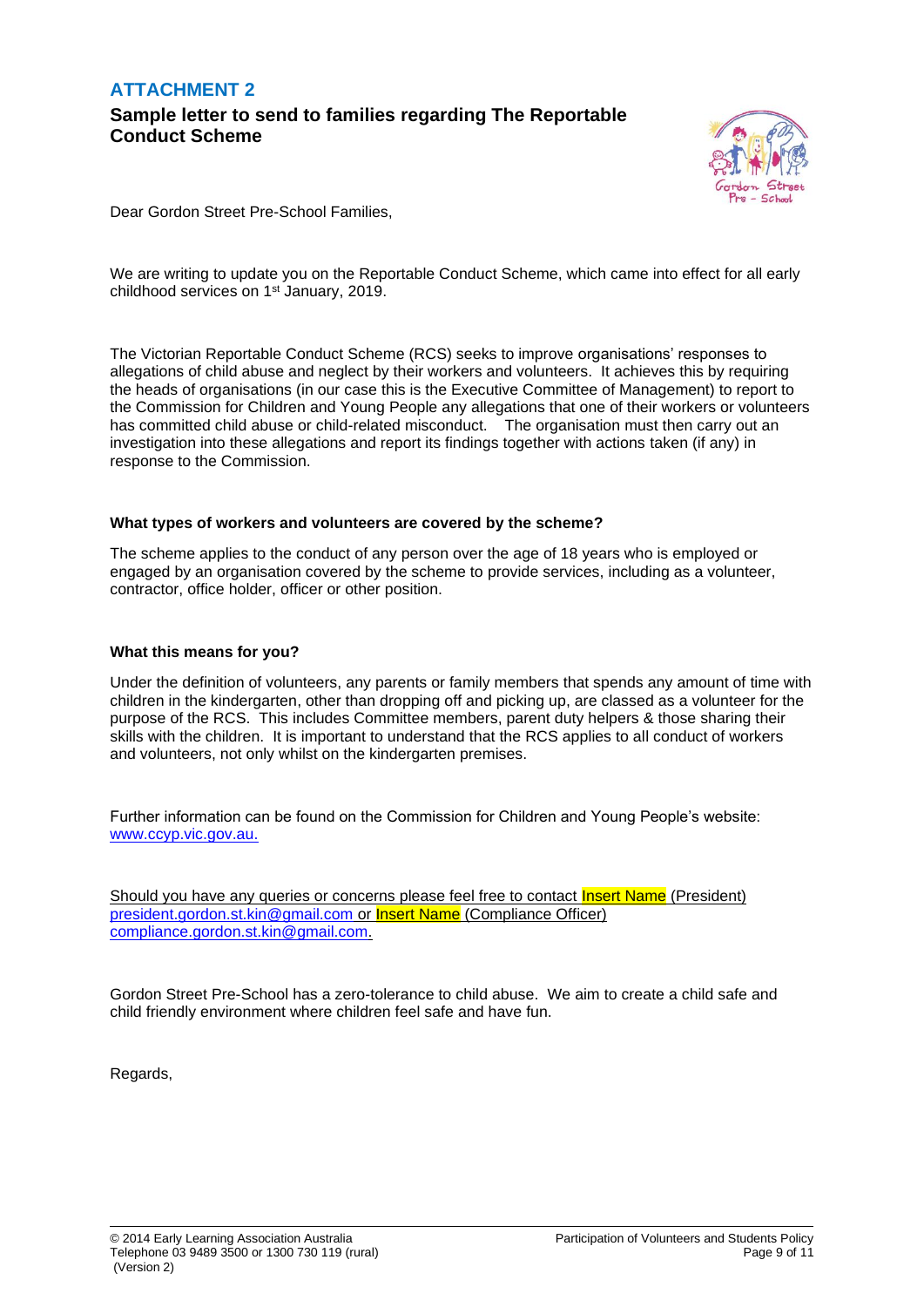## ATTACHMENT 2

### Sample letter to send to families regarding The Reportable Conduct Scheme

Dear Gordon Street Pre-School Families,

We are writing to update you on the Reportable Conduct Scheme, which came into effect for all early childhood services on 1st January, 2019.

The Victorian Reportable Conduct Scheme (RCS) seeks to improve organisations' responses to allegations of child abuse and neglect by their workers and volunteers. It achieves this by requiring the heads of organisations (in our case this is the Executive Committee of Management) to report to the Commission for Children and Young People any allegations that one of their workers or volunteers has committed child abuse or child-related misconduct. The organisation must then carry out an investigation into these allegations and report its findings together with actions taken (if any) in response to the Commission.

**What types of workers and volunteers are covered by the scheme?**

The scheme applies to the conduct of any person over the age of 18 years who is employed or engaged by an organisation covered by the scheme to provide services, including as a volunteer, contractor, office holder, officer or other position.

**What this means for you?**

Under the definition of volunteers, any parents or family members that spends any amount of time with children in the kindergarten, other than dropping off and picking up, are classed as a volunteer for the purpose of the RCS. This includes Committee members, parent duty helpers & those sharing their skills with the children. It is important to understand that the RCS applies to all conduct of workers and volunteers, not only whilst on the kindergarten premises.

Further information can be found on the Commission for Children and Young People's website: www.ccyp.vic.gov.au.

Should you have any queries or concerns please feel free to contact Insert Name (President) president.gordon.st.kin@gmail.com or Insert Name (Compliance Officer) compliance.gordon.st.kin@gmail.com.

Gordon Street Pre-School has a zero-tolerance to child abuse. We aim to create a child safe and child friendly environment where children feel safe and have fun.

Regards,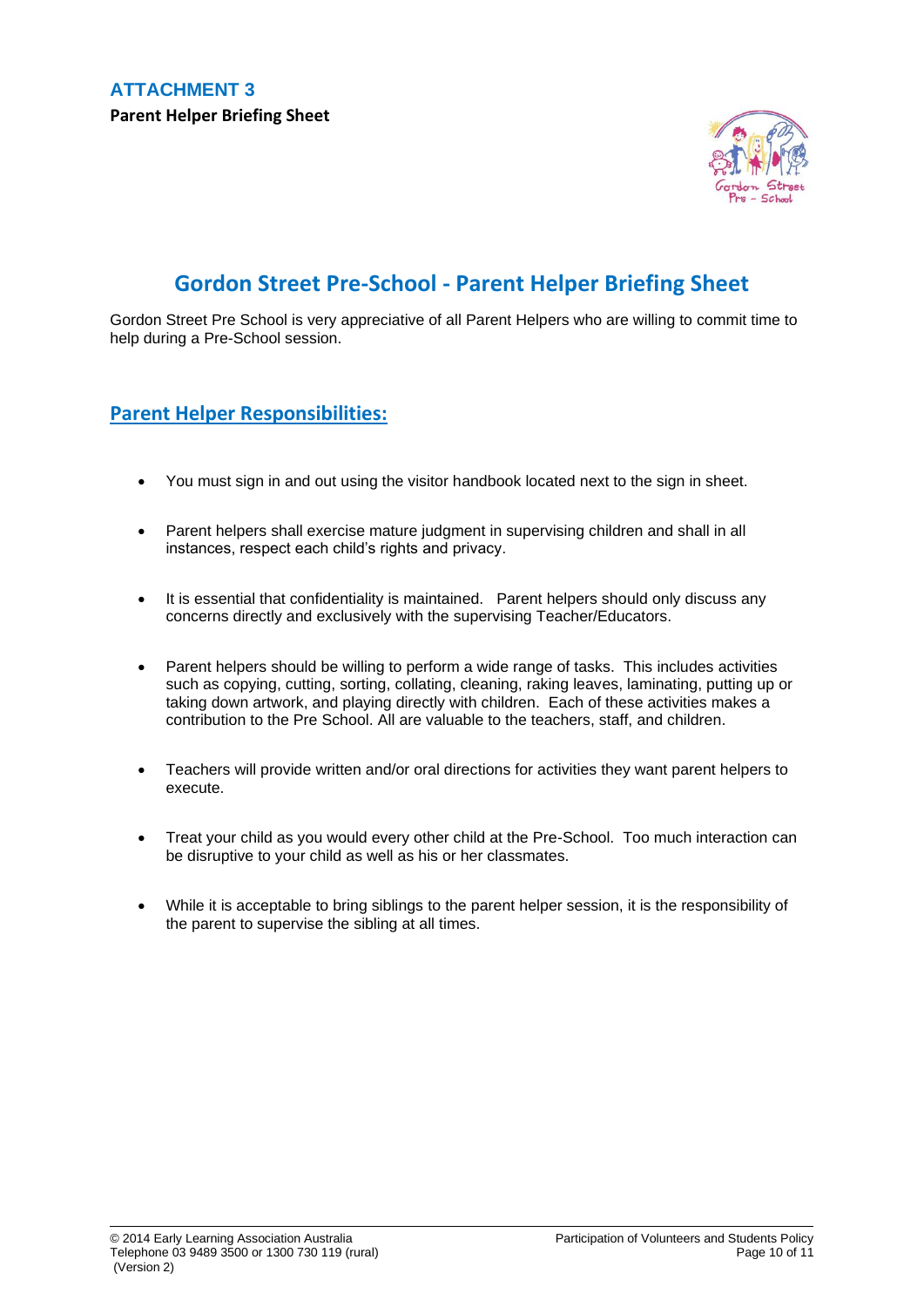# ATTACHMENT 3

**Parent Helper Briefing Sheet**

## Gordon Street Pre-School - Parent Helper Briefing Sheet

Gordon Street Pre School is very appreciative of all Parent Helpers who are willing to commit time to help during a Pre-School session.

### Parent Helper Responsibilities:

- You must sign in and out using the visitor handbook located next to the sign in sheet.
- Parent helpers shall exercise mature judgment in supervising children and shall in all instances, respect each child's rights and privacy.
- It is essential that confidentiality is maintained. Parent helpers should only discuss any concerns directly and exclusively with the supervising Teacher/Educators.
- Parent helpers should be willing to perform a wide range of tasks. This includes activities such as copying, cutting, sorting, collating, cleaning, raking leaves, laminating, putting up or taking down artwork, and playing directly with children. Each of these activities makes a contribution to the Pre School. All are valuable to the teachers, staff, and children.
- Teachers will provide written and/or oral directions for activities they want parent helpers to execute.
- Treat your child as you would every other child at the Pre-School. Too much interaction can be disruptive to your child as well as his or her classmates.
- While it is acceptable to bring siblings to the parent helper session, it is the responsibility of the parent to supervise the sibling at all times.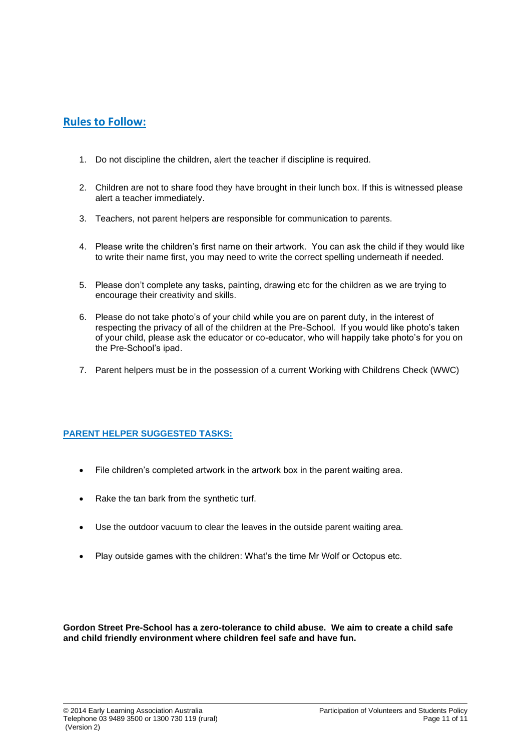## Rules to Follow:

1. Do not discipline the children, alert the teacher if discipline is required.
2. Children are not to share food they have brought in their lunch box. If this is witnessed please alert a teacher immediately.
3. Teachers, not parent helpers are responsible for communication to parents.
4. Please write the children's first name on their artwork. You can ask the child if they would like to write their name first, you may need to write the correct spelling underneath if needed.
5. Please don't complete any tasks, painting, drawing etc for the children as we are trying to encourage their creativity and skills.
6. Please do not take photo's of your child while you are on parent duty, in the interest of respecting the privacy of all of the children at the Pre-School. If you would like photo's taken of your child, please ask the educator or co-educator, who will happily take photo's for you on the Pre-School's ipad.
7. Parent helpers must be in the possession of a current Working with Childrens Check (WWC)

### PARENT HELPER SUGGESTED TASKS:

- File children's completed artwork in the artwork box in the parent waiting area.
- Rake the tan bark from the synthetic turf.
- Use the outdoor vacuum to clear the leaves in the outside parent waiting area.
- Play outside games with the children: What's the time Mr Wolf or Octopus etc.

**Gordon Street Pre-School has a zero-tolerance to child abuse. We aim to create a child safe and child friendly environment where children feel safe and have fun.**